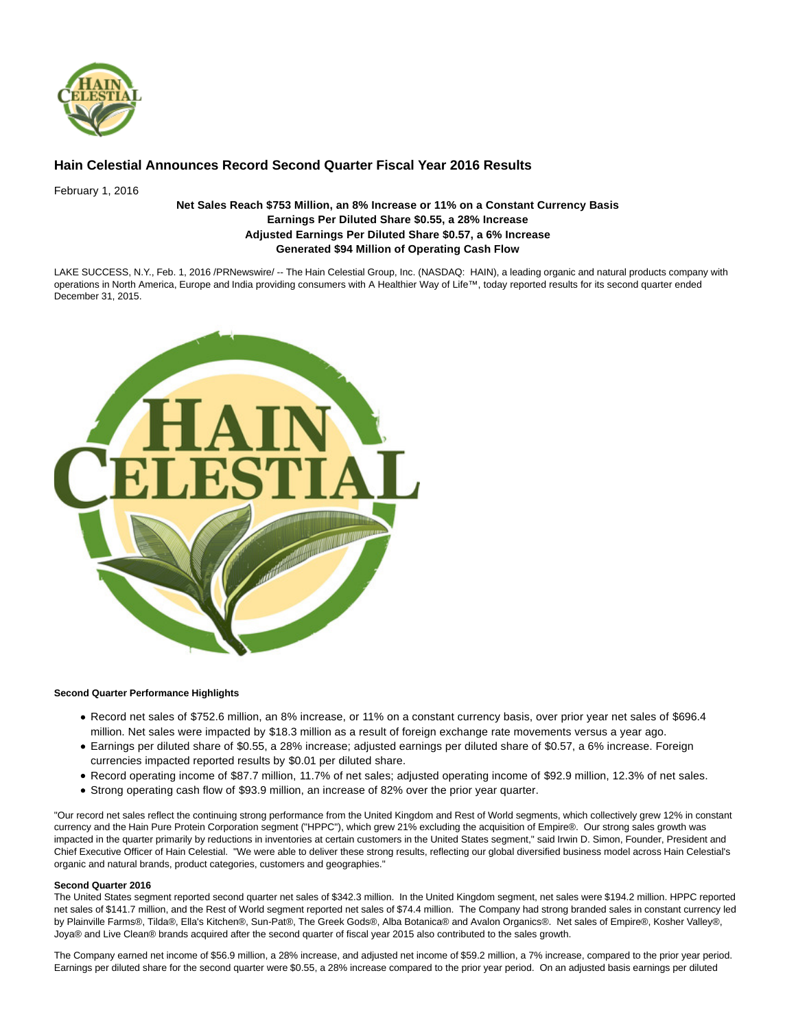# Hain Celestial Announces Record Second Quarter Fiscal Year 2016 Results

February 1, 2016

**Net Sales Reach $753 Million, an 8% Increase or 11% on a Constant Currency Basis**
**Earnings Per Diluted Share $0.55, a 28% Increase**
**Adjusted Earnings Per Diluted Share $0.57, a 6% Increase**
**Generated $94 Million of Operating Cash Flow**

LAKE SUCCESS, N.Y., Feb. 1, 2016 /PRNewswire/ -- The Hain Celestial Group, Inc. (NASDAQ: HAIN), a leading organic and natural products company with operations in North America, Europe and India providing consumers with A Healthier Way of Life™, today reported results for its second quarter ended December 31, 2015.

**Second Quarter Performance Highlights**

- Record net sales of $752.6 million, an 8% increase, or 11% on a constant currency basis, over prior year net sales of $696.4 million. Net sales were impacted by $18.3 million as a result of foreign exchange rate movements versus a year ago.
- Earnings per diluted share of $0.55, a 28% increase; adjusted earnings per diluted share of $0.57, a 6% increase. Foreign currencies impacted reported results by $0.01 per diluted share.
- Record operating income of $87.7 million, 11.7% of net sales; adjusted operating income of $92.9 million, 12.3% of net sales.
- Strong operating cash flow of $93.9 million, an increase of 82% over the prior year quarter.

"Our record net sales reflect the continuing strong performance from the United Kingdom and Rest of World segments, which collectively grew 12% in constant currency and the Hain Pure Protein Corporation segment ("HPPC"), which grew 21% excluding the acquisition of Empire®. Our strong sales growth was impacted in the quarter primarily by reductions in inventories at certain customers in the United States segment," said Irwin D. Simon, Founder, President and Chief Executive Officer of Hain Celestial. "We were able to deliver these strong results, reflecting our global diversified business model across Hain Celestial's organic and natural brands, product categories, customers and geographies."

**Second Quarter 2016**

The United States segment reported second quarter net sales of $342.3 million. In the United Kingdom segment, net sales were $194.2 million. HPPC reported net sales of $141.7 million, and the Rest of World segment reported net sales of $74.4 million. The Company had strong branded sales in constant currency led by Plainville Farms®, Tilda®, Ella's Kitchen®, Sun-Pat®, The Greek Gods®, Alba Botanica® and Avalon Organics®. Net sales of Empire®, Kosher Valley®, Joya® and Live Clean® brands acquired after the second quarter of fiscal year 2015 also contributed to the sales growth.

The Company earned net income of $56.9 million, a 28% increase, and adjusted net income of $59.2 million, a 7% increase, compared to the prior year period. Earnings per diluted share for the second quarter were $0.55, a 28% increase compared to the prior year period. On an adjusted basis earnings per diluted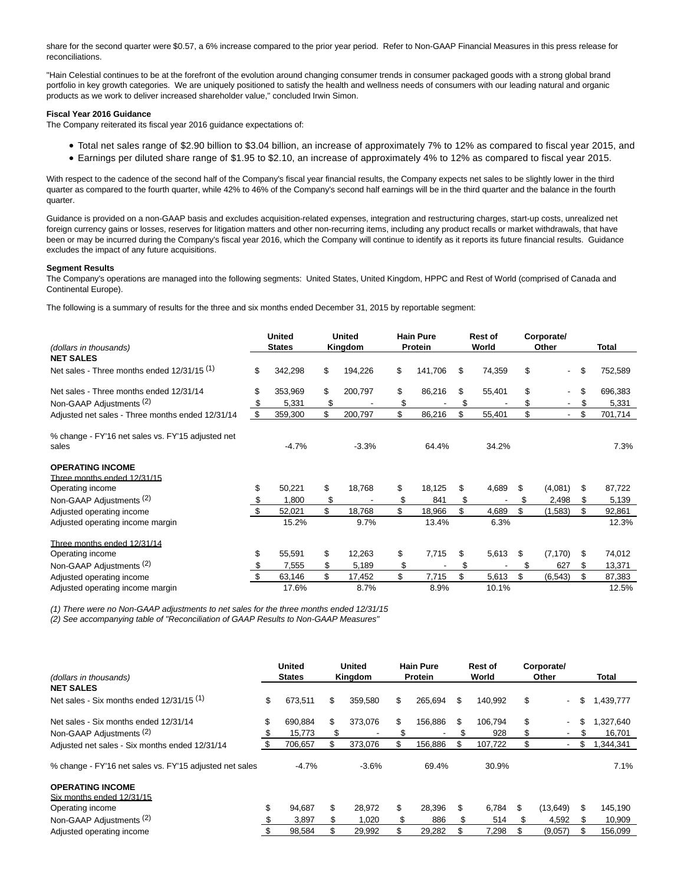share for the second quarter were $0.57, a 6% increase compared to the prior year period. Refer to Non-GAAP Financial Measures in this press release for reconciliations.

"Hain Celestial continues to be at the forefront of the evolution around changing consumer trends in consumer packaged goods with a strong global brand portfolio in key growth categories. We are uniquely positioned to satisfy the health and wellness needs of consumers with our leading natural and organic products as we work to deliver increased shareholder value," concluded Irwin Simon.

**Fiscal Year 2016 Guidance**

The Company reiterated its fiscal year 2016 guidance expectations of:

- Total net sales range of $2.90 billion to $3.04 billion, an increase of approximately 7% to 12% as compared to fiscal year 2015, and
- Earnings per diluted share range of $1.95 to $2.10, an increase of approximately 4% to 12% as compared to fiscal year 2015.

With respect to the cadence of the second half of the Company's fiscal year financial results, the Company expects net sales to be slightly lower in the third quarter as compared to the fourth quarter, while 42% to 46% of the Company's second half earnings will be in the third quarter and the balance in the fourth quarter.

Guidance is provided on a non-GAAP basis and excludes acquisition-related expenses, integration and restructuring charges, start-up costs, unrealized net foreign currency gains or losses, reserves for litigation matters and other non-recurring items, including any product recalls or market withdrawals, that have been or may be incurred during the Company's fiscal year 2016, which the Company will continue to identify as it reports its future financial results. Guidance excludes the impact of any future acquisitions.

**Segment Results**

The Company's operations are managed into the following segments: United States, United Kingdom, HPPC and Rest of World (comprised of Canada and Continental Europe).

The following is a summary of results for the three and six months ended December 31, 2015 by reportable segment:

| *(dollars in thousands)* | United States | United Kingdom | Hain Pure Protein | Rest of World | Corporate/ Other | Total |
|---|---|---|---|---|---|---|
| **NET SALES** | | | | | | |
| Net sales - Three months ended 12/31/15 (1) | $ 342,298 | $ 194,226 | $ 141,706 | $ 74,359 | $ - | $ 752,589 |
| Net sales - Three months ended 12/31/14 | $ 353,969 | $ 200,797 | $ 86,216 | $ 55,401 | $ - | $ 696,383 |
| Non-GAAP Adjustments (2) | $ 5,331 | $ - | $ - | $ - | $ - | $ 5,331 |
| Adjusted net sales - Three months ended 12/31/14 | $ 359,300 | $ 200,797 | $ 86,216 | $ 55,401 | $ - | $ 701,714 |
| % change - FY'16 net sales vs. FY'15 adjusted net sales | -4.7% | -3.3% | 64.4% | 34.2% | | 7.3% |
| **OPERATING INCOME** | | | | | | |
| Three months ended 12/31/15 | | | | | | |
| Operating income | $ 50,221 | $ 18,768 | $ 18,125 | $ 4,689 | $ (4,081) | $ 87,722 |
| Non-GAAP Adjustments (2) | $ 1,800 | $ - | $ 841 | $ - | $ 2,498 | $ 5,139 |
| Adjusted operating income | $ 52,021 | $ 18,768 | $ 18,966 | $ 4,689 | $ (1,583) | $ 92,861 |
| Adjusted operating income margin | 15.2% | 9.7% | 13.4% | 6.3% | | 12.3% |
| Three months ended 12/31/14 | | | | | | |
| Operating income | $ 55,591 | $ 12,263 | $ 7,715 | $ 5,613 | $ (7,170) | $ 74,012 |
| Non-GAAP Adjustments (2) | $ 7,555 | $ 5,189 | $ - | $ - | $ 627 | $ 13,371 |
| Adjusted operating income | $ 63,146 | $ 17,452 | $ 7,715 | $ 5,613 | $ (6,543) | $ 87,383 |
| Adjusted operating income margin | 17.6% | 8.7% | 8.9% | 10.1% | | 12.5% |

*(1) There were no Non-GAAP adjustments to net sales for the three months ended 12/31/15*
*(2) See accompanying table of "Reconciliation of GAAP Results to Non-GAAP Measures"*

| *(dollars in thousands)* | United States | United Kingdom | Hain Pure Protein | Rest of World | Corporate/ Other | Total |
|---|---|---|---|---|---|---|
| **NET SALES** | | | | | | |
| Net sales - Six months ended 12/31/15 (1) | $ 673,511 | $ 359,580 | $ 265,694 | $ 140,992 | $ - | $ 1,439,777 |
| Net sales - Six months ended 12/31/14 | $ 690,884 | $ 373,076 | $ 156,886 | $ 106,794 | $ - | $ 1,327,640 |
| Non-GAAP Adjustments (2) | $ 15,773 | $ - | $ - | $ 928 | $ - | $ 16,701 |
| Adjusted net sales - Six months ended 12/31/14 | $ 706,657 | $ 373,076 | $ 156,886 | $ 107,722 | $ - | $ 1,344,341 |
| % change - FY'16 net sales vs. FY'15 adjusted net sales | -4.7% | -3.6% | 69.4% | 30.9% | | 7.1% |
| **OPERATING INCOME** | | | | | | |
| Six months ended 12/31/15 | | | | | | |
| Operating income | $ 94,687 | $ 28,972 | $ 28,396 | $ 6,784 | $ (13,649) | $ 145,190 |
| Non-GAAP Adjustments (2) | $ 3,897 | $ 1,020 | $ 886 | $ 514 | $ 4,592 | $ 10,909 |
| Adjusted operating income | $ 98,584 | $ 29,992 | $ 29,282 | $ 7,298 | $ (9,057) | $ 156,099 |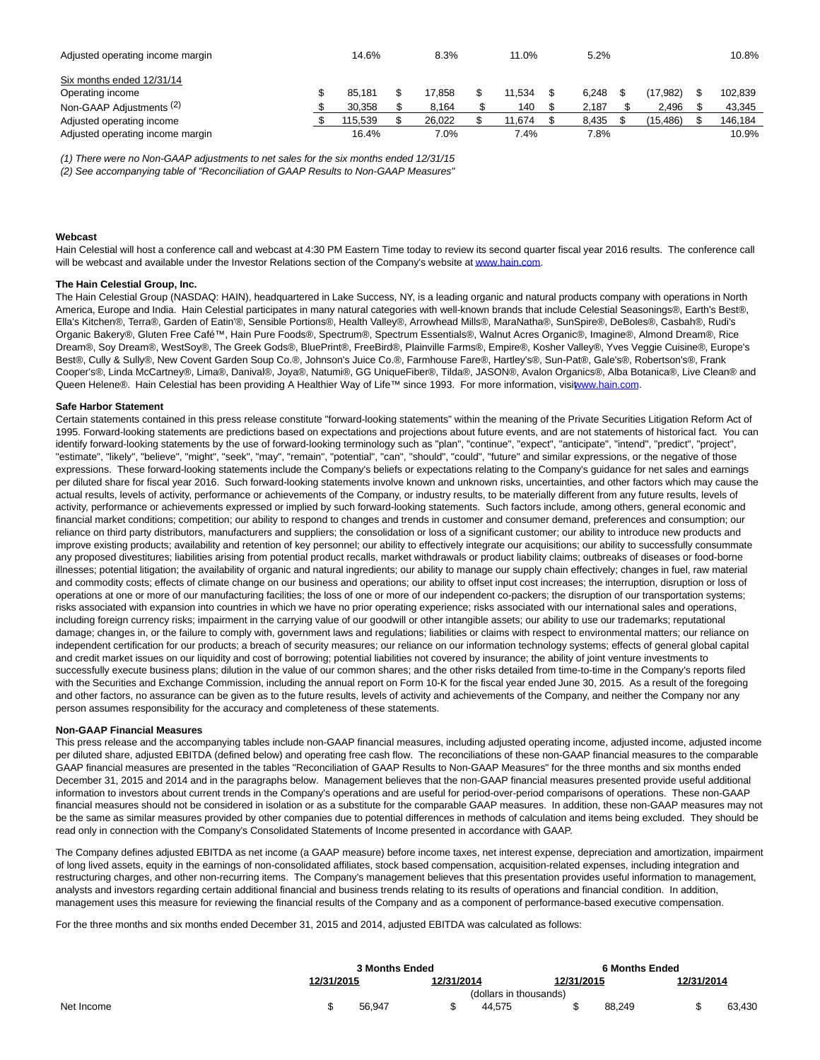| | | | | | | |
|---|---|---|---|---|---|---|
| Adjusted operating income margin | 14.6% | 8.3% | 11.0% | 5.2% | | 10.8% |
| Six months ended 12/31/14 | | | | | | |
| Operating income | $ 85,181 | $ 17,858 | $ 11,534 | $ 6,248 | $ (17,982) | $ 102,839 |
| Non-GAAP Adjustments [(2)] | $ 30,358 | $ 8,164 | $ 140 | $ 2,187 | $ 2,496 | $ 43,345 |
| Adjusted operating income | $ 115,539 | $ 26,022 | $ 11,674 | $ 8,435 | $ (15,486) | $ 146,184 |
| Adjusted operating income margin | 16.4% | 7.0% | 7.4% | 7.8% | | 10.9% |

*(1) There were no Non-GAAP adjustments to net sales for the six months ended 12/31/15*

*(2) See accompanying table of "Reconciliation of GAAP Results to Non-GAAP Measures"*

**Webcast**

Hain Celestial will host a conference call and webcast at 4:30 PM Eastern Time today to review its second quarter fiscal year 2016 results. The conference call will be webcast and available under the Investor Relations section of the Company's website at www.hain.com.

**The Hain Celestial Group, Inc.**

The Hain Celestial Group (NASDAQ: HAIN), headquartered in Lake Success, NY, is a leading organic and natural products company with operations in North America, Europe and India. Hain Celestial participates in many natural categories with well-known brands that include Celestial Seasonings®, Earth's Best®, Ella's Kitchen®, Terra®, Garden of Eatin'®, Sensible Portions®, Health Valley®, Arrowhead Mills®, MaraNatha®, SunSpire®, DeBoles®, Casbah®, Rudi's Organic Bakery®, Gluten Free Café™, Hain Pure Foods®, Spectrum®, Spectrum Essentials®, Walnut Acres Organic®, Imagine®, Almond Dream®, Rice Dream®, Soy Dream®, WestSoy®, The Greek Gods®, BluePrint®, FreeBird®, Plainville Farms®, Empire®, Kosher Valley®, Yves Veggie Cuisine®, Europe's Best®, Cully & Sully®, New Covent Garden Soup Co.®, Johnson's Juice Co.®, Farmhouse Fare®, Hartley's®, Sun-Pat®, Gale's®, Robertson's®, Frank Cooper's®, Linda McCartney®, Lima®, Danival®, Joya®, Natumi®, GG UniqueFiber®, Tilda®, JASON®, Avalon Organics®, Alba Botanica®, Live Clean® and Queen Helene®. Hain Celestial has been providing A Healthier Way of Life™ since 1993. For more information, visit www.hain.com.

**Safe Harbor Statement**

Certain statements contained in this press release constitute "forward-looking statements" within the meaning of the Private Securities Litigation Reform Act of 1995. Forward-looking statements are predictions based on expectations and projections about future events, and are not statements of historical fact. You can identify forward-looking statements by the use of forward-looking terminology such as "plan", "continue", "expect", "anticipate", "intend", "predict", "project", "estimate", "likely", "believe", "might", "seek", "may", "remain", "potential", "can", "should", "could", "future" and similar expressions, or the negative of those expressions. These forward-looking statements include the Company's beliefs or expectations relating to the Company's guidance for net sales and earnings per diluted share for fiscal year 2016. Such forward-looking statements involve known and unknown risks, uncertainties, and other factors which may cause the actual results, levels of activity, performance or achievements of the Company, or industry results, to be materially different from any future results, levels of activity, performance or achievements expressed or implied by such forward-looking statements. Such factors include, among others, general economic and financial market conditions; competition; our ability to respond to changes and trends in customer and consumer demand, preferences and consumption; our reliance on third party distributors, manufacturers and suppliers; the consolidation or loss of a significant customer; our ability to introduce new products and improve existing products; availability and retention of key personnel; our ability to effectively integrate our acquisitions; our ability to successfully consummate any proposed divestitures; liabilities arising from potential product recalls, market withdrawals or product liability claims; outbreaks of diseases or food-borne illnesses; potential litigation; the availability of organic and natural ingredients; our ability to manage our supply chain effectively; changes in fuel, raw material and commodity costs; effects of climate change on our business and operations; our ability to offset input cost increases; the interruption, disruption or loss of operations at one or more of our manufacturing facilities; the loss of one or more of our independent co-packers; the disruption of our transportation systems; risks associated with expansion into countries in which we have no prior operating experience; risks associated with our international sales and operations, including foreign currency risks; impairment in the carrying value of our goodwill or other intangible assets; our ability to use our trademarks; reputational damage; changes in, or the failure to comply with, government laws and regulations; liabilities or claims with respect to environmental matters; our reliance on independent certification for our products; a breach of security measures; our reliance on our information technology systems; effects of general global capital and credit market issues on our liquidity and cost of borrowing; potential liabilities not covered by insurance; the ability of joint venture investments to successfully execute business plans; dilution in the value of our common shares; and the other risks detailed from time-to-time in the Company's reports filed with the Securities and Exchange Commission, including the annual report on Form 10-K for the fiscal year ended June 30, 2015. As a result of the foregoing and other factors, no assurance can be given as to the future results, levels of activity and achievements of the Company, and neither the Company nor any person assumes responsibility for the accuracy and completeness of these statements.

**Non-GAAP Financial Measures**

This press release and the accompanying tables include non-GAAP financial measures, including adjusted operating income, adjusted income, adjusted income per diluted share, adjusted EBITDA (defined below) and operating free cash flow. The reconciliations of these non-GAAP financial measures to the comparable GAAP financial measures are presented in the tables "Reconciliation of GAAP Results to Non-GAAP Measures" for the three months and six months ended December 31, 2015 and 2014 and in the paragraphs below. Management believes that the non-GAAP financial measures presented provide useful additional information to investors about current trends in the Company's operations and are useful for period-over-period comparisons of operations. These non-GAAP financial measures should not be considered in isolation or as a substitute for the comparable GAAP measures. In addition, these non-GAAP measures may not be the same as similar measures provided by other companies due to potential differences in methods of calculation and items being excluded. They should be read only in connection with the Company's Consolidated Statements of Income presented in accordance with GAAP.

The Company defines adjusted EBITDA as net income (a GAAP measure) before income taxes, net interest expense, depreciation and amortization, impairment of long lived assets, equity in the earnings of non-consolidated affiliates, stock based compensation, acquisition-related expenses, including integration and restructuring charges, and other non-recurring items. The Company's management believes that this presentation provides useful information to management, analysts and investors regarding certain additional financial and business trends relating to its results of operations and financial condition. In addition, management uses this measure for reviewing the financial results of the Company and as a component of performance-based executive compensation.

For the three months and six months ended December 31, 2015 and 2014, adjusted EBITDA was calculated as follows:

| | 3 Months Ended | | 6 Months Ended | |
|---|---|---|---|---|
| | 12/31/2015 | 12/31/2014 | 12/31/2015 | 12/31/2014 |
| | (dollars in thousands) | | | |
| Net Income | $ 56,947 | $ 44,575 | $ 88,249 | $ 63,430 |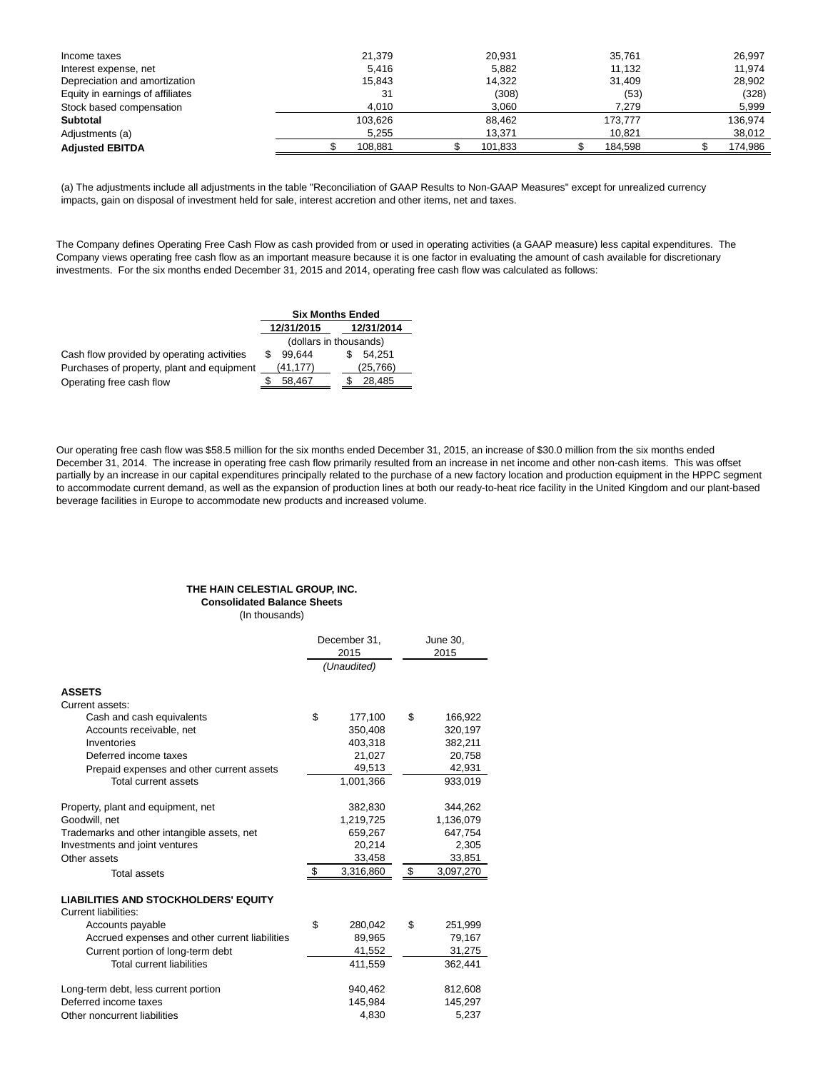| | | | | |
|---|---|---|---|---|
| Income taxes | 21,379 | 20,931 | 35,761 | 26,997 |
| Interest expense, net | 5,416 | 5,882 | 11,132 | 11,974 |
| Depreciation and amortization | 15,843 | 14,322 | 31,409 | 28,902 |
| Equity in earnings of affiliates | 31 | (308) | (53) | (328) |
| Stock based compensation | 4,010 | 3,060 | 7,279 | 5,999 |
| **Subtotal** | 103,626 | 88,462 | 173,777 | 136,974 |
| Adjustments (a) | 5,255 | 13,371 | 10,821 | 38,012 |
| **Adjusted EBITDA** | $ 108,881 | $ 101,833 | $ 184,598 | $ 174,986 |

(a) The adjustments include all adjustments in the table "Reconciliation of GAAP Results to Non-GAAP Measures" except for unrealized currency impacts, gain on disposal of investment held for sale, interest accretion and other items, net and taxes.

The Company defines Operating Free Cash Flow as cash provided from or used in operating activities (a GAAP measure) less capital expenditures. The Company views operating free cash flow as an important measure because it is one factor in evaluating the amount of cash available for discretionary investments. For the six months ended December 31, 2015 and 2014, operating free cash flow was calculated as follows:

| | **Six Months Ended** | |
|---|---|---|
| | **12/31/2015** | **12/31/2014** |
| | (dollars in thousands) | |
| Cash flow provided by operating activities | $ 99,644 | $ 54,251 |
| Purchases of property, plant and equipment | (41,177) | (25,766) |
| Operating free cash flow | $ 58,467 | $ 28,485 |

Our operating free cash flow was $58.5 million for the six months ended December 31, 2015, an increase of $30.0 million from the six months ended December 31, 2014. The increase in operating free cash flow primarily resulted from an increase in net income and other non-cash items. This was offset partially by an increase in our capital expenditures principally related to the purchase of a new factory location and production equipment in the HPPC segment to accommodate current demand, as well as the expansion of production lines at both our ready-to-heat rice facility in the United Kingdom and our plant-based beverage facilities in Europe to accommodate new products and increased volume.

**THE HAIN CELESTIAL GROUP, INC.**
**Consolidated Balance Sheets**
(In thousands)

| | December 31, 2015 | June 30, 2015 |
|---|---|---|
| | *(Unaudited)* | |
| **ASSETS** | | |
| Current assets: | | |
| Cash and cash equivalents | $ 177,100 | $ 166,922 |
| Accounts receivable, net | 350,408 | 320,197 |
| Inventories | 403,318 | 382,211 |
| Deferred income taxes | 21,027 | 20,758 |
| Prepaid expenses and other current assets | 49,513 | 42,931 |
| Total current assets | 1,001,366 | 933,019 |
| | | |
| Property, plant and equipment, net | 382,830 | 344,262 |
| Goodwill, net | 1,219,725 | 1,136,079 |
| Trademarks and other intangible assets, net | 659,267 | 647,754 |
| Investments and joint ventures | 20,214 | 2,305 |
| Other assets | 33,458 | 33,851 |
| Total assets | $ 3,316,860 | $ 3,097,270 |
| | | |
| **LIABILITIES AND STOCKHOLDERS' EQUITY** | | |
| Current liabilities: | | |
| Accounts payable | $ 280,042 | $ 251,999 |
| Accrued expenses and other current liabilities | 89,965 | 79,167 |
| Current portion of long-term debt | 41,552 | 31,275 |
| Total current liabilities | 411,559 | 362,441 |
| | | |
| Long-term debt, less current portion | 940,462 | 812,608 |
| Deferred income taxes | 145,984 | 145,297 |
| Other noncurrent liabilities | 4,830 | 5,237 |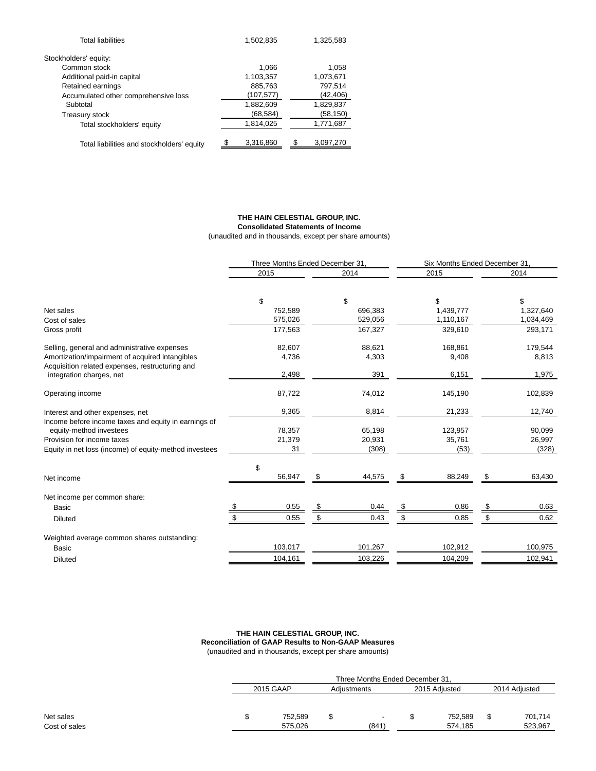| | | |
|---|---|---|
| Total liabilities | 1,502,835 | 1,325,583 |
| Stockholders' equity: | | |
| Common stock | 1,066 | 1,058 |
| Additional paid-in capital | 1,103,357 | 1,073,671 |
| Retained earnings | 885,763 | 797,514 |
| Accumulated other comprehensive loss | (107,577) | (42,406) |
| Subtotal | 1,882,609 | 1,829,837 |
| Treasury stock | (68,584) | (58,150) |
| Total stockholders' equity | 1,814,025 | 1,771,687 |
| Total liabilities and stockholders' equity | $ 3,316,860 | $ 3,097,270 |

**THE HAIN CELESTIAL GROUP, INC.**
**Consolidated Statements of Income**
(unaudited and in thousands, except per share amounts)

| | Three Months Ended December 31, | | Six Months Ended December 31, | |
|---|---|---|---|---|
| | 2015 | 2014 | 2015 | 2014 |
| Net sales | $ 752,589 | $ 696,383 | $ 1,439,777 | $ 1,327,640 |
| Cost of sales | 575,026 | 529,056 | 1,110,167 | 1,034,469 |
| Gross profit | 177,563 | 167,327 | 329,610 | 293,171 |
| Selling, general and administrative expenses | 82,607 | 88,621 | 168,861 | 179,544 |
| Amortization/impairment of acquired intangibles | 4,736 | 4,303 | 9,408 | 8,813 |
| Acquisition related expenses, restructuring and integration charges, net | 2,498 | 391 | 6,151 | 1,975 |
| Operating income | 87,722 | 74,012 | 145,190 | 102,839 |
| Interest and other expenses, net | 9,365 | 8,814 | 21,233 | 12,740 |
| Income before income taxes and equity in earnings of equity-method investees | 78,357 | 65,198 | 123,957 | 90,099 |
| Provision for income taxes | 21,379 | 20,931 | 35,761 | 26,997 |
| Equity in net loss (income) of equity-method investees | 31 | (308) | (53) | (328) |
| Net income | $ 56,947 | $ 44,575 | $ 88,249 | $ 63,430 |
| Net income per common share: | | | | |
| Basic | $ 0.55 | $ 0.44 | $ 0.86 | $ 0.63 |
| Diluted | $ 0.55 | $ 0.43 | $ 0.85 | $ 0.62 |
| Weighted average common shares outstanding: | | | | |
| Basic | 103,017 | 101,267 | 102,912 | 100,975 |
| Diluted | 104,161 | 103,226 | 104,209 | 102,941 |

**THE HAIN CELESTIAL GROUP, INC.**
**Reconciliation of GAAP Results to Non-GAAP Measures**
(unaudited and in thousands, except per share amounts)

| | Three Months Ended December 31, | | | |
|---|---|---|---|---|
| | 2015 GAAP | Adjustments | 2015 Adjusted | 2014 Adjusted |
| Net sales | $ 752,589 | $ - | $ 752,589 | $ 701,714 |
| Cost of sales | 575,026 | (841) | 574,185 | 523,967 |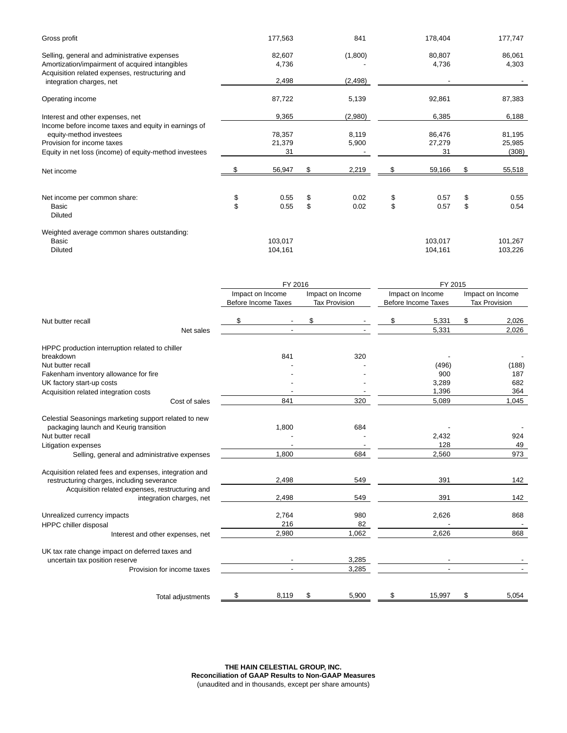| | | | | |
|---|---|---|---|---|
| Gross profit | 177,563 | 841 | 178,404 | 177,747 |
| Selling, general and administrative expenses | 82,607 | (1,800) | 80,807 | 86,061 |
| Amortization/impairment of acquired intangibles | 4,736 | - | 4,736 | 4,303 |
| Acquisition related expenses, restructuring and integration charges, net | 2,498 | (2,498) | - | - |
| Operating income | 87,722 | 5,139 | 92,861 | 87,383 |
| Interest and other expenses, net | 9,365 | (2,980) | 6,385 | 6,188 |
| Income before income taxes and equity in earnings of equity-method investees | 78,357 | 8,119 | 86,476 | 81,195 |
| Provision for income taxes | 21,379 | 5,900 | 27,279 | 25,985 |
| Equity in net loss (income) of equity-method investees | 31 | - | 31 | (308) |
| Net income | $ 56,947 | $ 2,219 | $ 59,166 | $ 55,518 |
| Net income per common share: | | | | |
| Basic | $ 0.55 | $ 0.02 | $ 0.57 | $ 0.55 |
| Diluted | $ 0.55 | $ 0.02 | $ 0.57 | $ 0.54 |
| Weighted average common shares outstanding: | | | | |
| Basic | 103,017 | | 103,017 | 101,267 |
| Diluted | 104,161 | | 104,161 | 103,226 |

| | FY 2016 | | FY 2015 | |
|---|---|---|---|---|
| | Impact on Income Before Income Taxes | Impact on Income Tax Provision | Impact on Income Before Income Taxes | Impact on Income Tax Provision |
| Nut butter recall | $ - | $ - | $ 5,331 | $ 2,026 |
| Net sales | - | - | 5,331 | 2,026 |
| HPPC production interruption related to chiller breakdown | 841 | 320 | - | - |
| Nut butter recall | - | - | (496) | (188) |
| Fakenham inventory allowance for fire | - | - | 900 | 187 |
| UK factory start-up costs | - | - | 3,289 | 682 |
| Acquisition related integration costs | - | - | 1,396 | 364 |
| Cost of sales | 841 | 320 | 5,089 | 1,045 |
| Celestial Seasonings marketing support related to new packaging launch and Keurig transition | 1,800 | 684 | - | - |
| Nut butter recall | - | - | 2,432 | 924 |
| Litigation expenses | - | - | 128 | 49 |
| Selling, general and administrative expenses | 1,800 | 684 | 2,560 | 973 |
| Acquisition related fees and expenses, integration and restructuring charges, including severance | 2,498 | 549 | 391 | 142 |
| Acquisition related expenses, restructuring and integration charges, net | 2,498 | 549 | 391 | 142 |
| Unrealized currency impacts | 2,764 | 980 | 2,626 | 868 |
| HPPC chiller disposal | 216 | 82 | - | - |
| Interest and other expenses, net | 2,980 | 1,062 | 2,626 | 868 |
| UK tax rate change impact on deferred taxes and uncertain tax position reserve | - | 3,285 | - | - |
| Provision for income taxes | - | 3,285 | - | - |
| Total adjustments | $ 8,119 | $ 5,900 | $ 15,997 | $ 5,054 |

**THE HAIN CELESTIAL GROUP, INC.**
**Reconciliation of GAAP Results to Non-GAAP Measures**
(unaudited and in thousands, except per share amounts)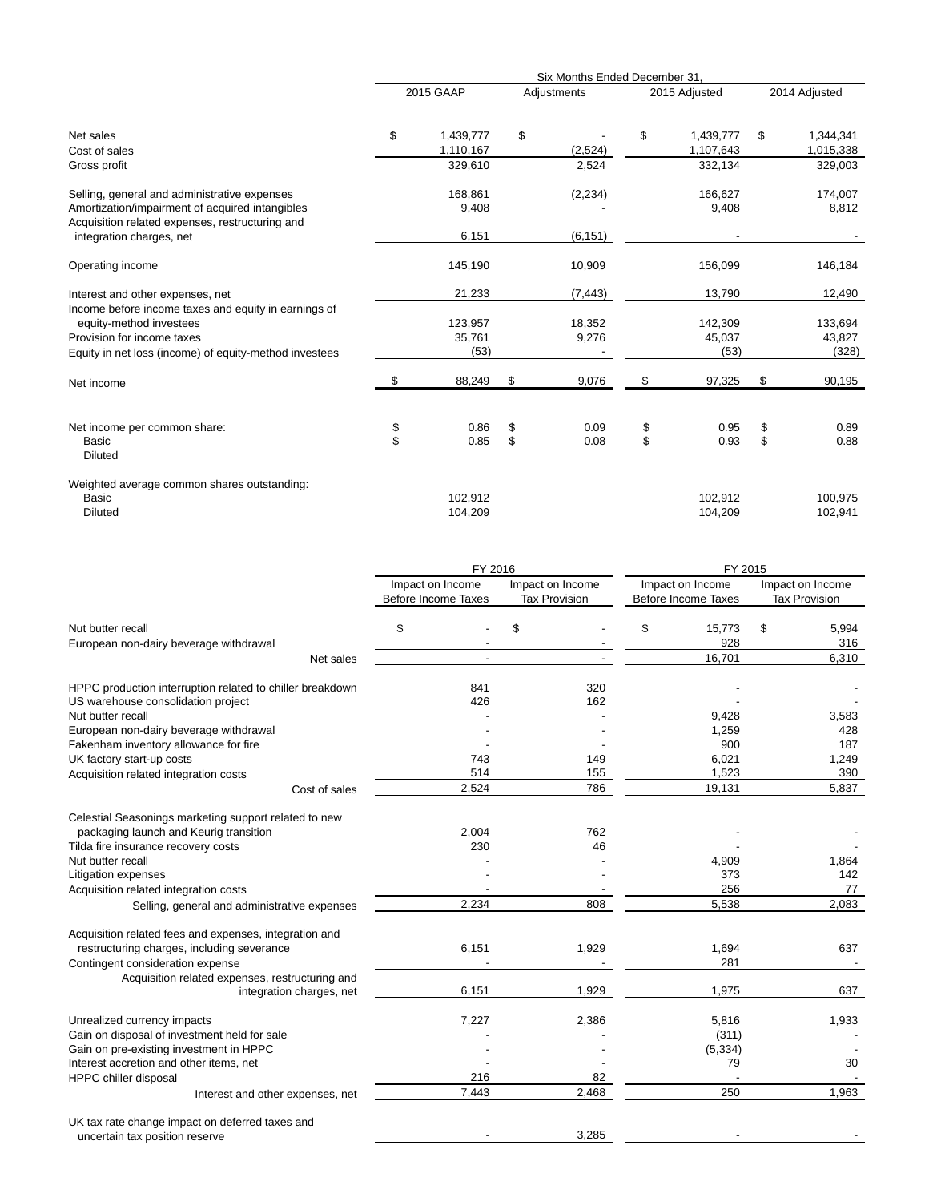| | Six Months Ended December 31, | | | |
|---|---|---|---|---|
| | 2015 GAAP | Adjustments | 2015 Adjusted | 2014 Adjusted |
| Net sales | $ 1,439,777 | $ - | $ 1,439,777 | $ 1,344,341 |
| Cost of sales | 1,110,167 | (2,524) | 1,107,643 | 1,015,338 |
| Gross profit | 329,610 | 2,524 | 332,134 | 329,003 |
| Selling, general and administrative expenses | 168,861 | (2,234) | 166,627 | 174,007 |
| Amortization/impairment of acquired intangibles | 9,408 | - | 9,408 | 8,812 |
| Acquisition related expenses, restructuring and integration charges, net | 6,151 | (6,151) | - | - |
| Operating income | 145,190 | 10,909 | 156,099 | 146,184 |
| Interest and other expenses, net | 21,233 | (7,443) | 13,790 | 12,490 |
| Income before income taxes and equity in earnings of equity-method investees | 123,957 | 18,352 | 142,309 | 133,694 |
| Provision for income taxes | 35,761 | 9,276 | 45,037 | 43,827 |
| Equity in net loss (income) of equity-method investees | (53) | - | (53) | (328) |
| Net income | $ 88,249 | $ 9,076 | $ 97,325 | $ 90,195 |
| Net income per common share: | | | | |
| Basic | $ 0.86 | $ 0.09 | $ 0.95 | $ 0.89 |
| Diluted | $ 0.85 | $ 0.08 | $ 0.93 | $ 0.88 |
| Weighted average common shares outstanding: | | | | |
| Basic | 102,912 | | 102,912 | 100,975 |
| Diluted | 104,209 | | 104,209 | 102,941 |

| | FY 2016 | | FY 2015 | |
|---|---|---|---|---|
| | Impact on Income Before Income Taxes | Impact on Income Tax Provision | Impact on Income Before Income Taxes | Impact on Income Tax Provision |
| Nut butter recall | $ - | $ - | $ 15,773 | $ 5,994 |
| European non-dairy beverage withdrawal | - | - | 928 | 316 |
| Net sales | - | - | 16,701 | 6,310 |
| HPPC production interruption related to chiller breakdown | 841 | 320 | - | - |
| US warehouse consolidation project | 426 | 162 | - | - |
| Nut butter recall | - | - | 9,428 | 3,583 |
| European non-dairy beverage withdrawal | - | - | 1,259 | 428 |
| Fakenham inventory allowance for fire | - | - | 900 | 187 |
| UK factory start-up costs | 743 | 149 | 6,021 | 1,249 |
| Acquisition related integration costs | 514 | 155 | 1,523 | 390 |
| Cost of sales | 2,524 | 786 | 19,131 | 5,837 |
| Celestial Seasonings marketing support related to new packaging launch and Keurig transition | 2,004 | 762 | - | - |
| Tilda fire insurance recovery costs | 230 | 46 | - | - |
| Nut butter recall | - | - | 4,909 | 1,864 |
| Litigation expenses | - | - | 373 | 142 |
| Acquisition related integration costs | - | - | 256 | 77 |
| Selling, general and administrative expenses | 2,234 | 808 | 5,538 | 2,083 |
| Acquisition related fees and expenses, integration and restructuring charges, including severance | 6,151 | 1,929 | 1,694 | 637 |
| Contingent consideration expense | - | - | 281 | - |
| Acquisition related expenses, restructuring and integration charges, net | 6,151 | 1,929 | 1,975 | 637 |
| Unrealized currency impacts | 7,227 | 2,386 | 5,816 | 1,933 |
| Gain on disposal of investment held for sale | - | - | (311) | - |
| Gain on pre-existing investment in HPPC | - | - | (5,334) | - |
| Interest accretion and other items, net | - | - | 79 | 30 |
| HPPC chiller disposal | 216 | 82 | - | - |
| Interest and other expenses, net | 7,443 | 2,468 | 250 | 1,963 |
| UK tax rate change impact on deferred taxes and uncertain tax position reserve | - | 3,285 | - | - |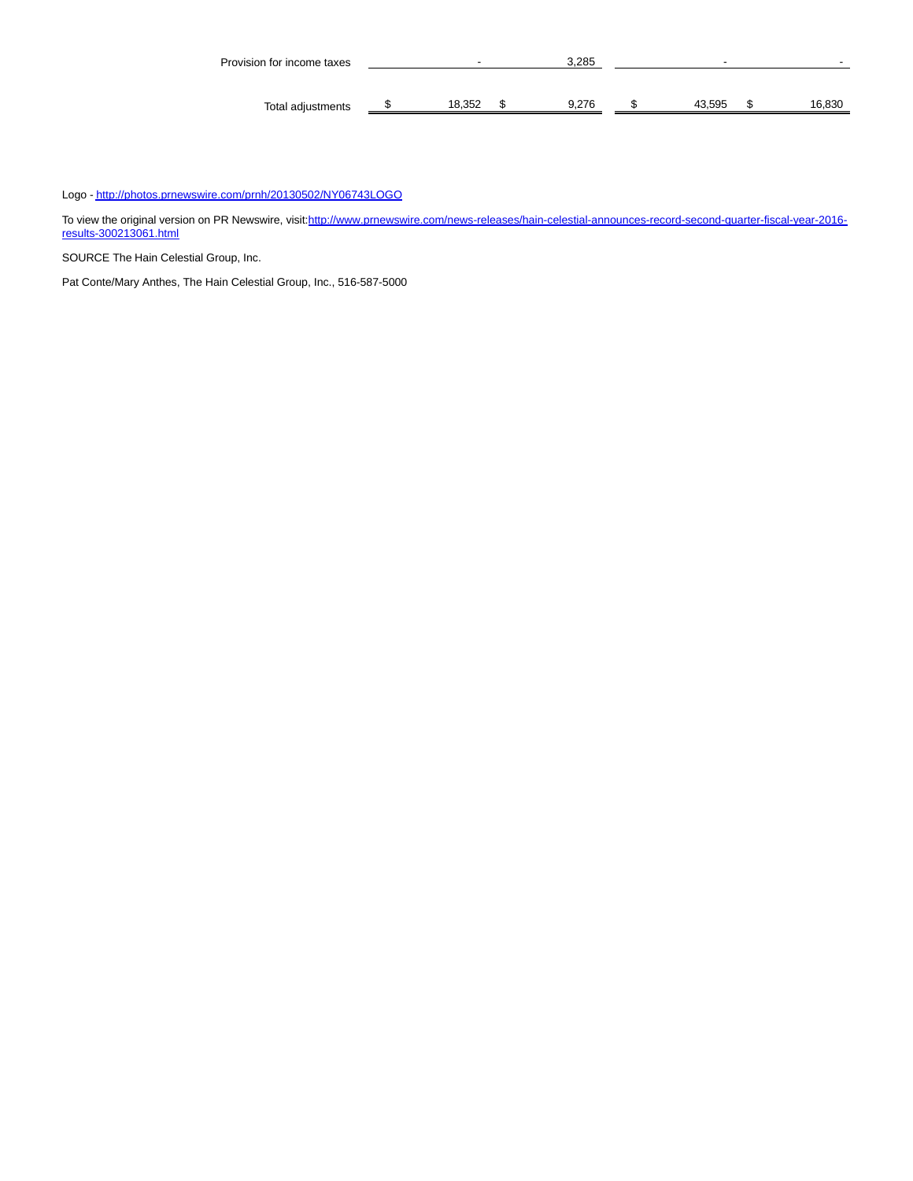| | | | | |
|---|---|---|---|---|
| Provision for income taxes | - | 3,285 | - | - |
| Total adjustments | $ 18,352 | $ 9,276 | $ 43,595 | $ 16,830 |

Logo - http://photos.prnewswire.com/prnh/20130502/NY06743LOGO

To view the original version on PR Newswire, visit:http://www.prnewswire.com/news-releases/hain-celestial-announces-record-second-quarter-fiscal-year-2016-results-300213061.html

SOURCE The Hain Celestial Group, Inc.

Pat Conte/Mary Anthes, The Hain Celestial Group, Inc., 516-587-5000